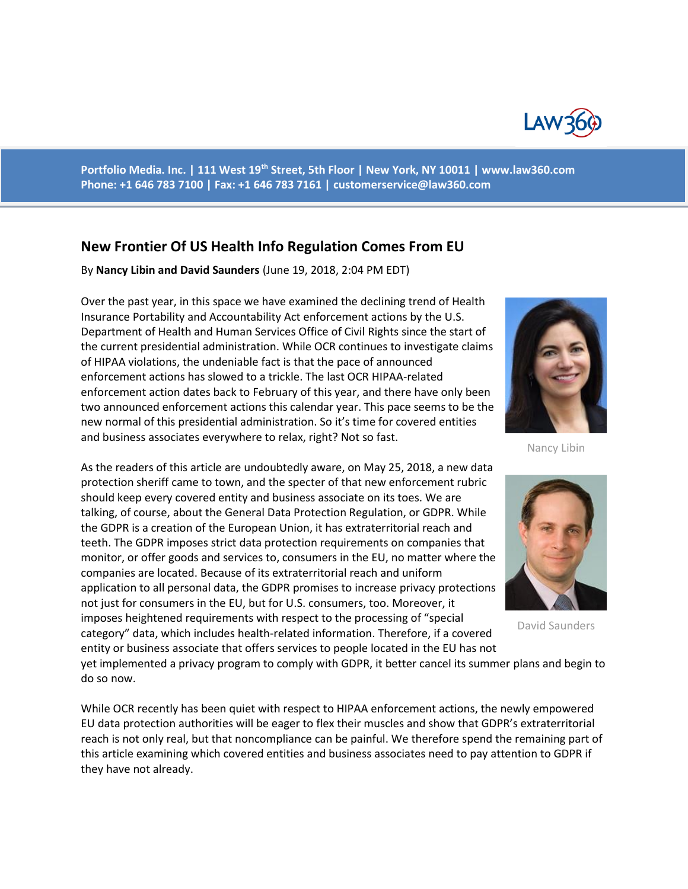Portfolio Media. Inc. | 111 West 19th Street, 5th Floor | New York, NY 10011 | www.law360.com
Phone: +1 646 783 7100 | Fax: +1 646 783 7161 | customerservice@law360.com

## New Frontier Of US Health Info Regulation Comes From EU

By **Nancy Libin and David Saunders** (June 19, 2018, 2:04 PM EDT)

Over the past year, in this space we have examined the declining trend of Health Insurance Portability and Accountability Act enforcement actions by the U.S. Department of Health and Human Services Office of Civil Rights since the start of the current presidential administration. While OCR continues to investigate claims of HIPAA violations, the undeniable fact is that the pace of announced enforcement actions has slowed to a trickle. The last OCR HIPAA-related enforcement action dates back to February of this year, and there have only been two announced enforcement actions this calendar year. This pace seems to be the new normal of this presidential administration. So it's time for covered entities and business associates everywhere to relax, right? Not so fast.

Nancy Libin

David Saunders

As the readers of this article are undoubtedly aware, on May 25, 2018, a new data protection sheriff came to town, and the specter of that new enforcement rubric should keep every covered entity and business associate on its toes. We are talking, of course, about the General Data Protection Regulation, or GDPR. While the GDPR is a creation of the European Union, it has extraterritorial reach and teeth. The GDPR imposes strict data protection requirements on companies that monitor, or offer goods and services to, consumers in the EU, no matter where the companies are located. Because of its extraterritorial reach and uniform application to all personal data, the GDPR promises to increase privacy protections not just for consumers in the EU, but for U.S. consumers, too. Moreover, it imposes heightened requirements with respect to the processing of "special category" data, which includes health-related information. Therefore, if a covered entity or business associate that offers services to people located in the EU has not yet implemented a privacy program to comply with GDPR, it better cancel its summer plans and begin to do so now.

While OCR recently has been quiet with respect to HIPAA enforcement actions, the newly empowered EU data protection authorities will be eager to flex their muscles and show that GDPR's extraterritorial reach is not only real, but that noncompliance can be painful. We therefore spend the remaining part of this article examining which covered entities and business associates need to pay attention to GDPR if they have not already.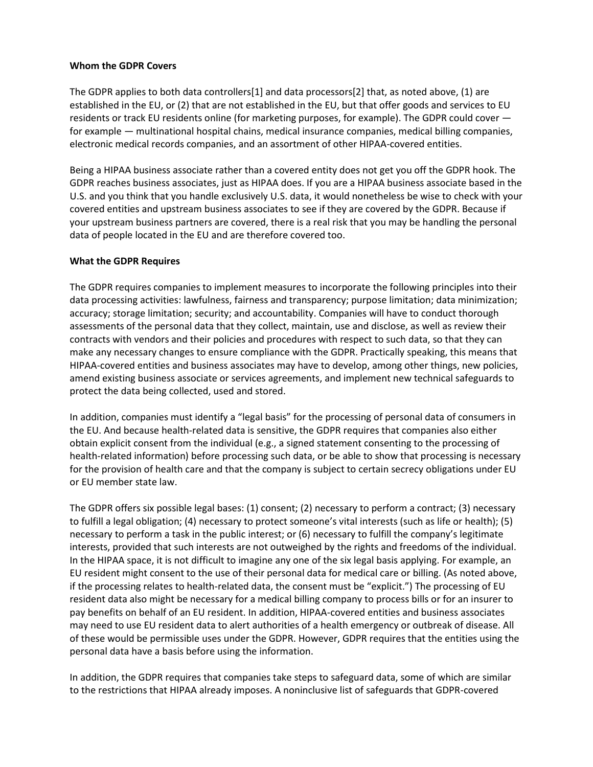**Whom the GDPR Covers**

The GDPR applies to both data controllers[1] and data processors[2] that, as noted above, (1) are established in the EU, or (2) that are not established in the EU, but that offer goods and services to EU residents or track EU residents online (for marketing purposes, for example). The GDPR could cover — for example — multinational hospital chains, medical insurance companies, medical billing companies, electronic medical records companies, and an assortment of other HIPAA-covered entities.

Being a HIPAA business associate rather than a covered entity does not get you off the GDPR hook. The GDPR reaches business associates, just as HIPAA does. If you are a HIPAA business associate based in the U.S. and you think that you handle exclusively U.S. data, it would nonetheless be wise to check with your covered entities and upstream business associates to see if they are covered by the GDPR. Because if your upstream business partners are covered, there is a real risk that you may be handling the personal data of people located in the EU and are therefore covered too.

**What the GDPR Requires**

The GDPR requires companies to implement measures to incorporate the following principles into their data processing activities: lawfulness, fairness and transparency; purpose limitation; data minimization; accuracy; storage limitation; security; and accountability. Companies will have to conduct thorough assessments of the personal data that they collect, maintain, use and disclose, as well as review their contracts with vendors and their policies and procedures with respect to such data, so that they can make any necessary changes to ensure compliance with the GDPR. Practically speaking, this means that HIPAA-covered entities and business associates may have to develop, among other things, new policies, amend existing business associate or services agreements, and implement new technical safeguards to protect the data being collected, used and stored.

In addition, companies must identify a "legal basis" for the processing of personal data of consumers in the EU. And because health-related data is sensitive, the GDPR requires that companies also either obtain explicit consent from the individual (e.g., a signed statement consenting to the processing of health-related information) before processing such data, or be able to show that processing is necessary for the provision of health care and that the company is subject to certain secrecy obligations under EU or EU member state law.

The GDPR offers six possible legal bases: (1) consent; (2) necessary to perform a contract; (3) necessary to fulfill a legal obligation; (4) necessary to protect someone's vital interests (such as life or health); (5) necessary to perform a task in the public interest; or (6) necessary to fulfill the company's legitimate interests, provided that such interests are not outweighed by the rights and freedoms of the individual. In the HIPAA space, it is not difficult to imagine any one of the six legal basis applying. For example, an EU resident might consent to the use of their personal data for medical care or billing. (As noted above, if the processing relates to health-related data, the consent must be "explicit.") The processing of EU resident data also might be necessary for a medical billing company to process bills or for an insurer to pay benefits on behalf of an EU resident. In addition, HIPAA-covered entities and business associates may need to use EU resident data to alert authorities of a health emergency or outbreak of disease. All of these would be permissible uses under the GDPR. However, GDPR requires that the entities using the personal data have a basis before using the information.

In addition, the GDPR requires that companies take steps to safeguard data, some of which are similar to the restrictions that HIPAA already imposes. A noninclusive list of safeguards that GDPR-covered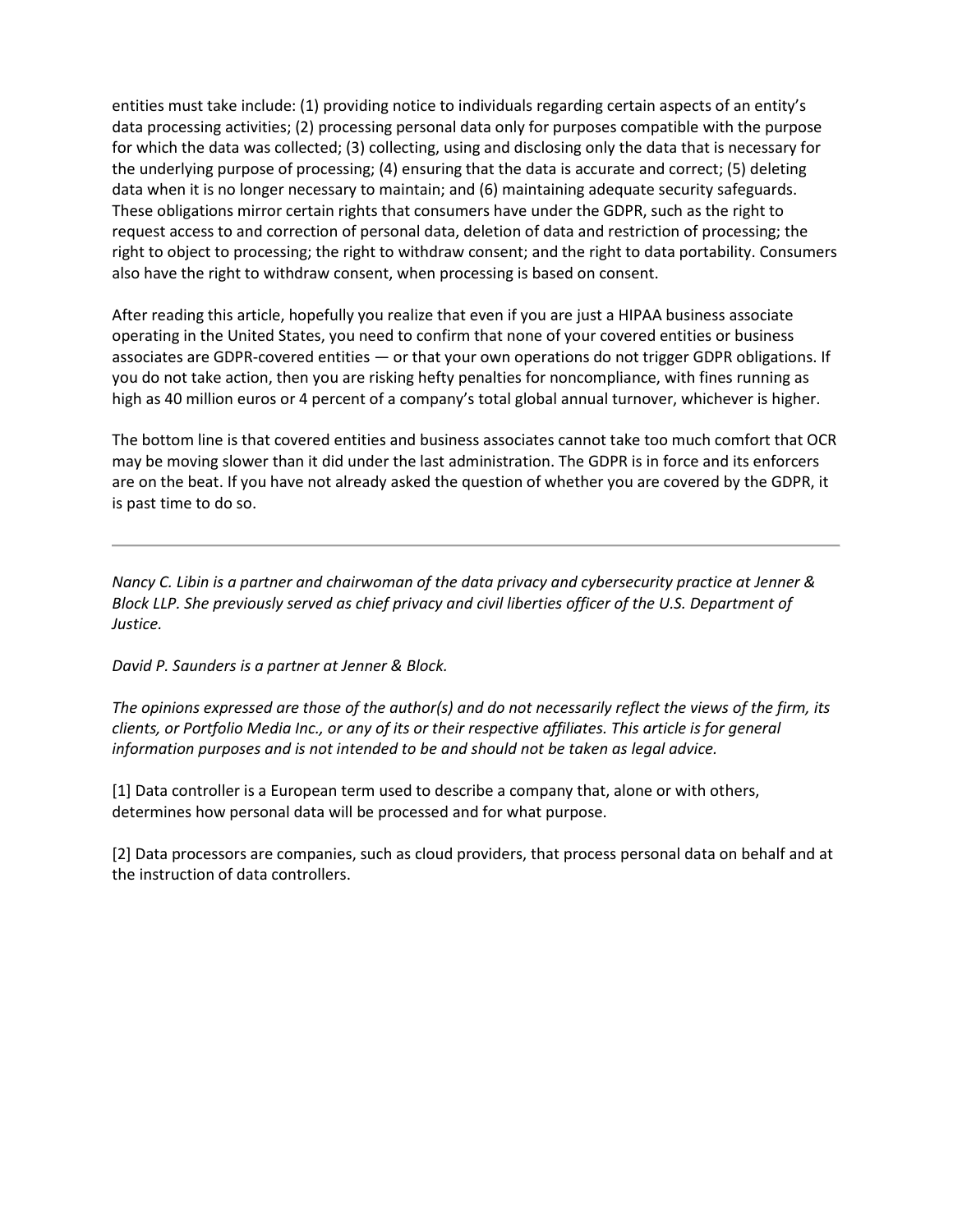entities must take include: (1) providing notice to individuals regarding certain aspects of an entity's data processing activities; (2) processing personal data only for purposes compatible with the purpose for which the data was collected; (3) collecting, using and disclosing only the data that is necessary for the underlying purpose of processing; (4) ensuring that the data is accurate and correct; (5) deleting data when it is no longer necessary to maintain; and (6) maintaining adequate security safeguards. These obligations mirror certain rights that consumers have under the GDPR, such as the right to request access to and correction of personal data, deletion of data and restriction of processing; the right to object to processing; the right to withdraw consent; and the right to data portability. Consumers also have the right to withdraw consent, when processing is based on consent.

After reading this article, hopefully you realize that even if you are just a HIPAA business associate operating in the United States, you need to confirm that none of your covered entities or business associates are GDPR-covered entities — or that your own operations do not trigger GDPR obligations. If you do not take action, then you are risking hefty penalties for noncompliance, with fines running as high as 40 million euros or 4 percent of a company's total global annual turnover, whichever is higher.

The bottom line is that covered entities and business associates cannot take too much comfort that OCR may be moving slower than it did under the last administration. The GDPR is in force and its enforcers are on the beat. If you have not already asked the question of whether you are covered by the GDPR, it is past time to do so.

---

*Nancy C. Libin is a partner and chairwoman of the data privacy and cybersecurity practice at Jenner & Block LLP. She previously served as chief privacy and civil liberties officer of the U.S. Department of Justice.*

*David P. Saunders is a partner at Jenner & Block.*

*The opinions expressed are those of the author(s) and do not necessarily reflect the views of the firm, its clients, or Portfolio Media Inc., or any of its or their respective affiliates. This article is for general information purposes and is not intended to be and should not be taken as legal advice.*

[1] Data controller is a European term used to describe a company that, alone or with others, determines how personal data will be processed and for what purpose.

[2] Data processors are companies, such as cloud providers, that process personal data on behalf and at the instruction of data controllers.